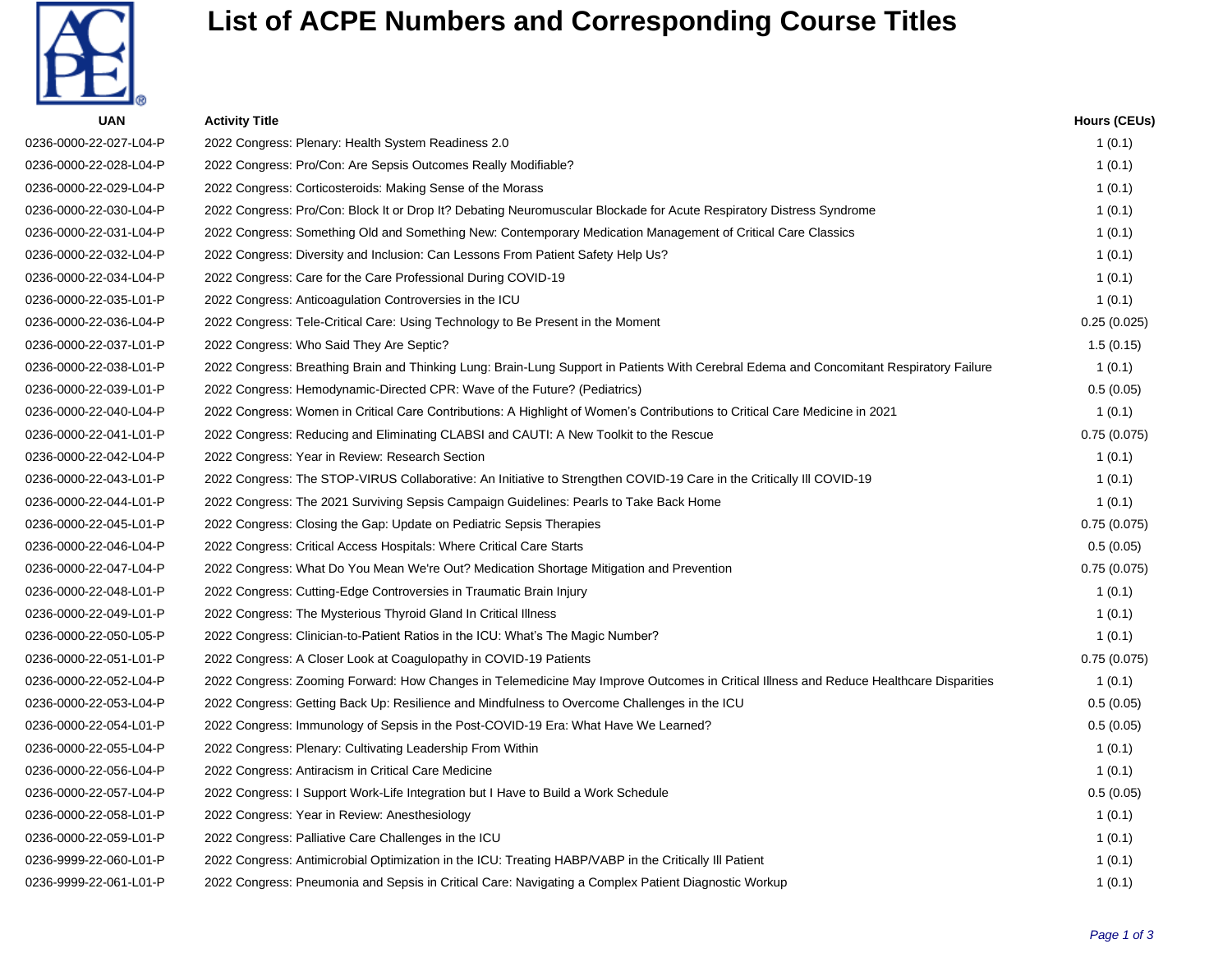# List of ACPE Numbers and Corresponding Course Titles

| UAN | Activity Title | Hours (CEUs) |
|---|---|---|
| 0236-0000-22-027-L04-P | 2022 Congress: Plenary: Health System Readiness 2.0 | 1 (0.1) |
| 0236-0000-22-028-L04-P | 2022 Congress: Pro/Con: Are Sepsis Outcomes Really Modifiable? | 1 (0.1) |
| 0236-0000-22-029-L04-P | 2022 Congress: Corticosteroids: Making Sense of the Morass | 1 (0.1) |
| 0236-0000-22-030-L04-P | 2022 Congress: Pro/Con: Block It or Drop It? Debating Neuromuscular Blockade for Acute Respiratory Distress Syndrome | 1 (0.1) |
| 0236-0000-22-031-L04-P | 2022 Congress: Something Old and Something New: Contemporary Medication Management of Critical Care Classics | 1 (0.1) |
| 0236-0000-22-032-L04-P | 2022 Congress: Diversity and Inclusion: Can Lessons From Patient Safety Help Us? | 1 (0.1) |
| 0236-0000-22-034-L04-P | 2022 Congress: Care for the Care Professional During COVID-19 | 1 (0.1) |
| 0236-0000-22-035-L01-P | 2022 Congress: Anticoagulation Controversies in the ICU | 1 (0.1) |
| 0236-0000-22-036-L04-P | 2022 Congress: Tele-Critical Care: Using Technology to Be Present in the Moment | 0.25 (0.025) |
| 0236-0000-22-037-L01-P | 2022 Congress: Who Said They Are Septic? | 1.5 (0.15) |
| 0236-0000-22-038-L01-P | 2022 Congress: Breathing Brain and Thinking Lung: Brain-Lung Support in Patients With Cerebral Edema and Concomitant Respiratory Failure | 1 (0.1) |
| 0236-0000-22-039-L01-P | 2022 Congress: Hemodynamic-Directed CPR: Wave of the Future? (Pediatrics) | 0.5 (0.05) |
| 0236-0000-22-040-L04-P | 2022 Congress: Women in Critical Care Contributions: A Highlight of Women's Contributions to Critical Care Medicine in 2021 | 1 (0.1) |
| 0236-0000-22-041-L01-P | 2022 Congress: Reducing and Eliminating CLABSI and CAUTI: A New Toolkit to the Rescue | 0.75 (0.075) |
| 0236-0000-22-042-L04-P | 2022 Congress: Year in Review: Research Section | 1 (0.1) |
| 0236-0000-22-043-L01-P | 2022 Congress: The STOP-VIRUS Collaborative: An Initiative to Strengthen COVID-19 Care in the Critically Ill COVID-19 | 1 (0.1) |
| 0236-0000-22-044-L01-P | 2022 Congress: The 2021 Surviving Sepsis Campaign Guidelines: Pearls to Take Back Home | 1 (0.1) |
| 0236-0000-22-045-L01-P | 2022 Congress: Closing the Gap: Update on Pediatric Sepsis Therapies | 0.75 (0.075) |
| 0236-0000-22-046-L04-P | 2022 Congress: Critical Access Hospitals: Where Critical Care Starts | 0.5 (0.05) |
| 0236-0000-22-047-L04-P | 2022 Congress: What Do You Mean We're Out? Medication Shortage Mitigation and Prevention | 0.75 (0.075) |
| 0236-0000-22-048-L01-P | 2022 Congress: Cutting-Edge Controversies in Traumatic Brain Injury | 1 (0.1) |
| 0236-0000-22-049-L01-P | 2022 Congress: The Mysterious Thyroid Gland In Critical Illness | 1 (0.1) |
| 0236-0000-22-050-L05-P | 2022 Congress: Clinician-to-Patient Ratios in the ICU: What's The Magic Number? | 1 (0.1) |
| 0236-0000-22-051-L01-P | 2022 Congress: A Closer Look at Coagulopathy in COVID-19 Patients | 0.75 (0.075) |
| 0236-0000-22-052-L04-P | 2022 Congress: Zooming Forward: How Changes in Telemedicine May Improve Outcomes in Critical Illness and Reduce Healthcare Disparities | 1 (0.1) |
| 0236-0000-22-053-L04-P | 2022 Congress: Getting Back Up: Resilience and Mindfulness to Overcome Challenges in the ICU | 0.5 (0.05) |
| 0236-0000-22-054-L01-P | 2022 Congress: Immunology of Sepsis in the Post-COVID-19 Era: What Have We Learned? | 0.5 (0.05) |
| 0236-0000-22-055-L04-P | 2022 Congress: Plenary: Cultivating Leadership From Within | 1 (0.1) |
| 0236-0000-22-056-L04-P | 2022 Congress: Antiracism in Critical Care Medicine | 1 (0.1) |
| 0236-0000-22-057-L04-P | 2022 Congress: I Support Work-Life Integration but I Have to Build a Work Schedule | 0.5 (0.05) |
| 0236-0000-22-058-L01-P | 2022 Congress: Year in Review: Anesthesiology | 1 (0.1) |
| 0236-0000-22-059-L01-P | 2022 Congress: Palliative Care Challenges in the ICU | 1 (0.1) |
| 0236-9999-22-060-L01-P | 2022 Congress: Antimicrobial Optimization in the ICU: Treating HABP/VABP in the Critically Ill Patient | 1 (0.1) |
| 0236-9999-22-061-L01-P | 2022 Congress: Pneumonia and Sepsis in Critical Care: Navigating a Complex Patient Diagnostic Workup | 1 (0.1) |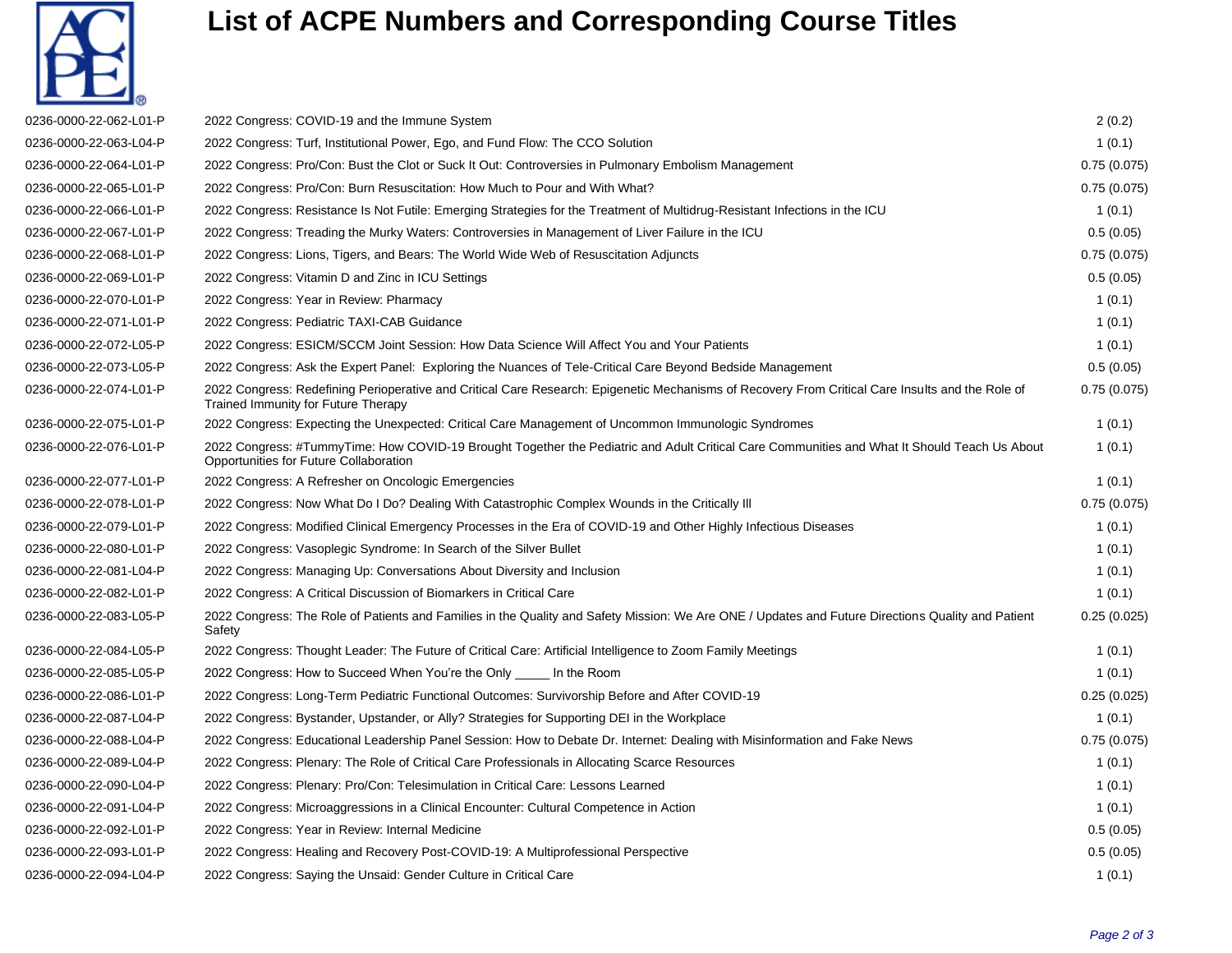# List of ACPE Numbers and Corresponding Course Titles

| | | |
|---|---|---|
| 0236-0000-22-062-L01-P | 2022 Congress: COVID-19 and the Immune System | 2 (0.2) |
| 0236-0000-22-063-L04-P | 2022 Congress: Turf, Institutional Power, Ego, and Fund Flow: The CCO Solution | 1 (0.1) |
| 0236-0000-22-064-L01-P | 2022 Congress: Pro/Con: Bust the Clot or Suck It Out: Controversies in Pulmonary Embolism Management | 0.75 (0.075) |
| 0236-0000-22-065-L01-P | 2022 Congress: Pro/Con: Burn Resuscitation: How Much to Pour and With What? | 0.75 (0.075) |
| 0236-0000-22-066-L01-P | 2022 Congress: Resistance Is Not Futile: Emerging Strategies for the Treatment of Multidrug-Resistant Infections in the ICU | 1 (0.1) |
| 0236-0000-22-067-L01-P | 2022 Congress: Treading the Murky Waters: Controversies in Management of Liver Failure in the ICU | 0.5 (0.05) |
| 0236-0000-22-068-L01-P | 2022 Congress: Lions, Tigers, and Bears: The World Wide Web of Resuscitation Adjuncts | 0.75 (0.075) |
| 0236-0000-22-069-L01-P | 2022 Congress: Vitamin D and Zinc in ICU Settings | 0.5 (0.05) |
| 0236-0000-22-070-L01-P | 2022 Congress: Year in Review: Pharmacy | 1 (0.1) |
| 0236-0000-22-071-L01-P | 2022 Congress: Pediatric TAXI-CAB Guidance | 1 (0.1) |
| 0236-0000-22-072-L05-P | 2022 Congress: ESICM/SCCM Joint Session: How Data Science Will Affect You and Your Patients | 1 (0.1) |
| 0236-0000-22-073-L05-P | 2022 Congress: Ask the Expert Panel: Exploring the Nuances of Tele-Critical Care Beyond Bedside Management | 0.5 (0.05) |
| 0236-0000-22-074-L01-P | 2022 Congress: Redefining Perioperative and Critical Care Research: Epigenetic Mechanisms of Recovery From Critical Care Insults and the Role of Trained Immunity for Future Therapy | 0.75 (0.075) |
| 0236-0000-22-075-L01-P | 2022 Congress: Expecting the Unexpected: Critical Care Management of Uncommon Immunologic Syndromes | 1 (0.1) |
| 0236-0000-22-076-L01-P | 2022 Congress: #TummyTime: How COVID-19 Brought Together the Pediatric and Adult Critical Care Communities and What It Should Teach Us About Opportunities for Future Collaboration | 1 (0.1) |
| 0236-0000-22-077-L01-P | 2022 Congress: A Refresher on Oncologic Emergencies | 1 (0.1) |
| 0236-0000-22-078-L01-P | 2022 Congress: Now What Do I Do? Dealing With Catastrophic Complex Wounds in the Critically Ill | 0.75 (0.075) |
| 0236-0000-22-079-L01-P | 2022 Congress: Modified Clinical Emergency Processes in the Era of COVID-19 and Other Highly Infectious Diseases | 1 (0.1) |
| 0236-0000-22-080-L01-P | 2022 Congress: Vasoplegic Syndrome: In Search of the Silver Bullet | 1 (0.1) |
| 0236-0000-22-081-L04-P | 2022 Congress: Managing Up: Conversations About Diversity and Inclusion | 1 (0.1) |
| 0236-0000-22-082-L01-P | 2022 Congress: A Critical Discussion of Biomarkers in Critical Care | 1 (0.1) |
| 0236-0000-22-083-L05-P | 2022 Congress: The Role of Patients and Families in the Quality and Safety Mission: We Are ONE / Updates and Future Directions Quality and Patient Safety | 0.25 (0.025) |
| 0236-0000-22-084-L05-P | 2022 Congress: Thought Leader: The Future of Critical Care: Artificial Intelligence to Zoom Family Meetings | 1 (0.1) |
| 0236-0000-22-085-L05-P | 2022 Congress: How to Succeed When You're the Only _____ In the Room | 1 (0.1) |
| 0236-0000-22-086-L01-P | 2022 Congress: Long-Term Pediatric Functional Outcomes: Survivorship Before and After COVID-19 | 0.25 (0.025) |
| 0236-0000-22-087-L04-P | 2022 Congress: Bystander, Upstander, or Ally? Strategies for Supporting DEI in the Workplace | 1 (0.1) |
| 0236-0000-22-088-L04-P | 2022 Congress: Educational Leadership Panel Session: How to Debate Dr. Internet: Dealing with Misinformation and Fake News | 0.75 (0.075) |
| 0236-0000-22-089-L04-P | 2022 Congress: Plenary: The Role of Critical Care Professionals in Allocating Scarce Resources | 1 (0.1) |
| 0236-0000-22-090-L04-P | 2022 Congress: Plenary: Pro/Con: Telesimulation in Critical Care: Lessons Learned | 1 (0.1) |
| 0236-0000-22-091-L04-P | 2022 Congress: Microaggressions in a Clinical Encounter: Cultural Competence in Action | 1 (0.1) |
| 0236-0000-22-092-L01-P | 2022 Congress: Year in Review: Internal Medicine | 0.5 (0.05) |
| 0236-0000-22-093-L01-P | 2022 Congress: Healing and Recovery Post-COVID-19: A Multiprofessional Perspective | 0.5 (0.05) |
| 0236-0000-22-094-L04-P | 2022 Congress: Saying the Unsaid: Gender Culture in Critical Care | 1 (0.1) |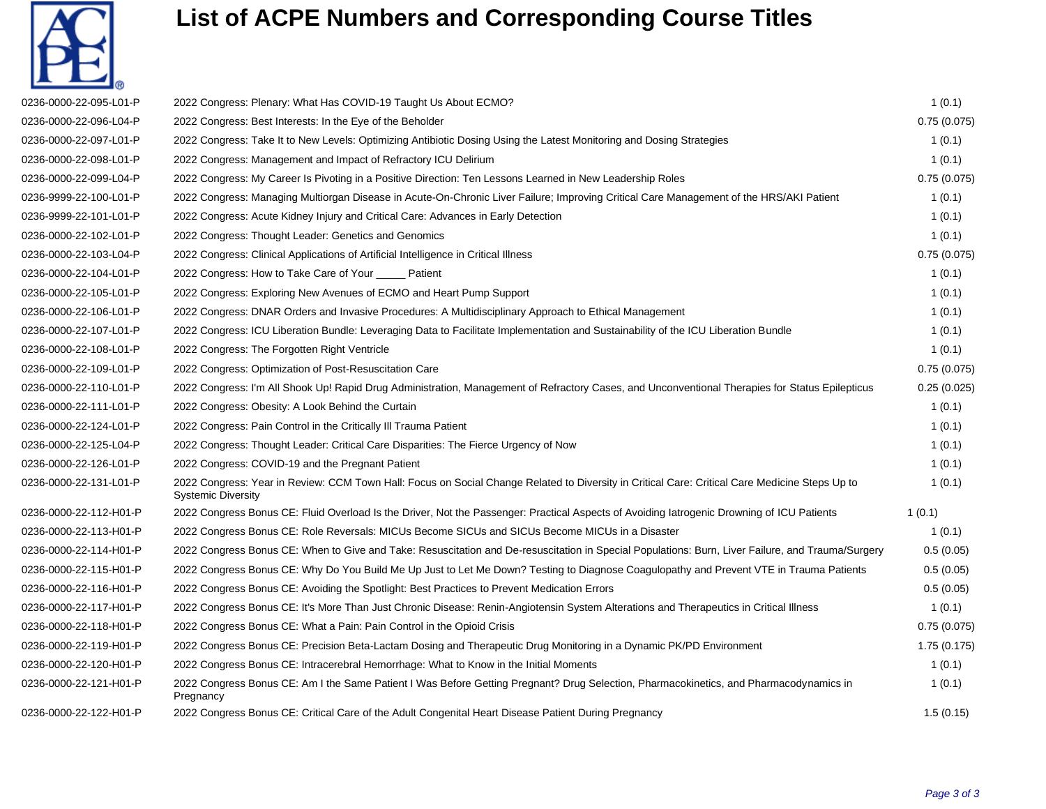# List of ACPE Numbers and Corresponding Course Titles

| | | |
|---|---|---|
| 0236-0000-22-095-L01-P | 2022 Congress: Plenary: What Has COVID-19 Taught Us About ECMO? | 1 (0.1) |
| 0236-0000-22-096-L04-P | 2022 Congress: Best Interests: In the Eye of the Beholder | 0.75 (0.075) |
| 0236-0000-22-097-L01-P | 2022 Congress: Take It to New Levels: Optimizing Antibiotic Dosing Using the Latest Monitoring and Dosing Strategies | 1 (0.1) |
| 0236-0000-22-098-L01-P | 2022 Congress: Management and Impact of Refractory ICU Delirium | 1 (0.1) |
| 0236-0000-22-099-L04-P | 2022 Congress: My Career Is Pivoting in a Positive Direction: Ten Lessons Learned in New Leadership Roles | 0.75 (0.075) |
| 0236-9999-22-100-L01-P | 2022 Congress: Managing Multiorgan Disease in Acute-On-Chronic Liver Failure; Improving Critical Care Management of the HRS/AKI Patient | 1 (0.1) |
| 0236-9999-22-101-L01-P | 2022 Congress: Acute Kidney Injury and Critical Care: Advances in Early Detection | 1 (0.1) |
| 0236-0000-22-102-L01-P | 2022 Congress: Thought Leader: Genetics and Genomics | 1 (0.1) |
| 0236-0000-22-103-L04-P | 2022 Congress: Clinical Applications of Artificial Intelligence in Critical Illness | 0.75 (0.075) |
| 0236-0000-22-104-L01-P | 2022 Congress: How to Take Care of Your _____ Patient | 1 (0.1) |
| 0236-0000-22-105-L01-P | 2022 Congress: Exploring New Avenues of ECMO and Heart Pump Support | 1 (0.1) |
| 0236-0000-22-106-L01-P | 2022 Congress: DNAR Orders and Invasive Procedures: A Multidisciplinary Approach to Ethical Management | 1 (0.1) |
| 0236-0000-22-107-L01-P | 2022 Congress: ICU Liberation Bundle: Leveraging Data to Facilitate Implementation and Sustainability of the ICU Liberation Bundle | 1 (0.1) |
| 0236-0000-22-108-L01-P | 2022 Congress: The Forgotten Right Ventricle | 1 (0.1) |
| 0236-0000-22-109-L01-P | 2022 Congress: Optimization of Post-Resuscitation Care | 0.75 (0.075) |
| 0236-0000-22-110-L01-P | 2022 Congress: I'm All Shook Up! Rapid Drug Administration, Management of Refractory Cases, and Unconventional Therapies for Status Epilepticus | 0.25 (0.025) |
| 0236-0000-22-111-L01-P | 2022 Congress: Obesity: A Look Behind the Curtain | 1 (0.1) |
| 0236-0000-22-124-L01-P | 2022 Congress: Pain Control in the Critically Ill Trauma Patient | 1 (0.1) |
| 0236-0000-22-125-L04-P | 2022 Congress: Thought Leader: Critical Care Disparities: The Fierce Urgency of Now | 1 (0.1) |
| 0236-0000-22-126-L01-P | 2022 Congress: COVID-19 and the Pregnant Patient | 1 (0.1) |
| 0236-0000-22-131-L01-P | 2022 Congress: Year in Review: CCM Town Hall: Focus on Social Change Related to Diversity in Critical Care: Critical Care Medicine Steps Up to Systemic Diversity | 1 (0.1) |
| 0236-0000-22-112-H01-P | 2022 Congress Bonus CE: Fluid Overload Is the Driver, Not the Passenger: Practical Aspects of Avoiding Iatrogenic Drowning of ICU Patients | 1 (0.1) |
| 0236-0000-22-113-H01-P | 2022 Congress Bonus CE: Role Reversals: MICUs Become SICUs and SICUs Become MICUs in a Disaster | 1 (0.1) |
| 0236-0000-22-114-H01-P | 2022 Congress Bonus CE: When to Give and Take: Resuscitation and De-resuscitation in Special Populations: Burn, Liver Failure, and Trauma/Surgery | 0.5 (0.05) |
| 0236-0000-22-115-H01-P | 2022 Congress Bonus CE: Why Do You Build Me Up Just to Let Me Down? Testing to Diagnose Coagulopathy and Prevent VTE in Trauma Patients | 0.5 (0.05) |
| 0236-0000-22-116-H01-P | 2022 Congress Bonus CE: Avoiding the Spotlight: Best Practices to Prevent Medication Errors | 0.5 (0.05) |
| 0236-0000-22-117-H01-P | 2022 Congress Bonus CE: It's More Than Just Chronic Disease: Renin-Angiotensin System Alterations and Therapeutics in Critical Illness | 1 (0.1) |
| 0236-0000-22-118-H01-P | 2022 Congress Bonus CE: What a Pain: Pain Control in the Opioid Crisis | 0.75 (0.075) |
| 0236-0000-22-119-H01-P | 2022 Congress Bonus CE: Precision Beta-Lactam Dosing and Therapeutic Drug Monitoring in a Dynamic PK/PD Environment | 1.75 (0.175) |
| 0236-0000-22-120-H01-P | 2022 Congress Bonus CE: Intracerebral Hemorrhage: What to Know in the Initial Moments | 1 (0.1) |
| 0236-0000-22-121-H01-P | 2022 Congress Bonus CE: Am I the Same Patient I Was Before Getting Pregnant? Drug Selection, Pharmacokinetics, and Pharmacodynamics in Pregnancy | 1 (0.1) |
| 0236-0000-22-122-H01-P | 2022 Congress Bonus CE: Critical Care of the Adult Congenital Heart Disease Patient During Pregnancy | 1.5 (0.15) |